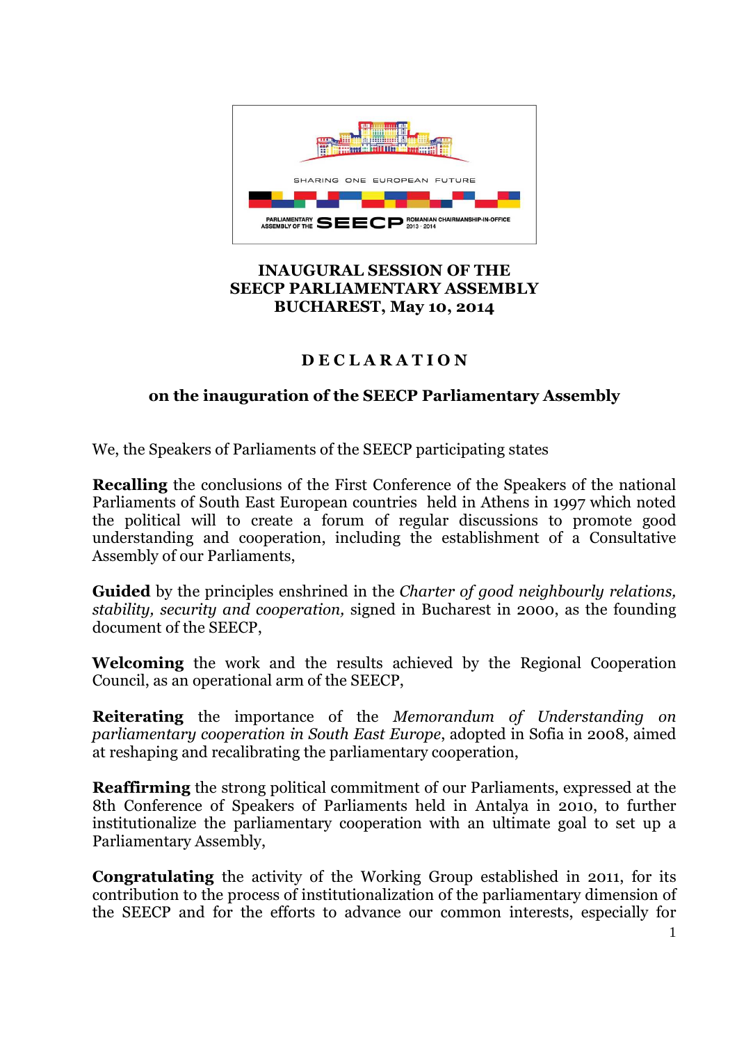SHARING ONE EUROPEAN FUTURE

PARLIAMENTARY ASSEMBLY OF THE SEECP ROMANIAN CHAIRMANSHIP-IN-OFFICE 2013 · 2014

**INAUGURAL SESSION OF THE SEECP PARLIAMENTARY ASSEMBLY BUCHAREST, May 10, 2014**

# D E C L A R A T I O N

## on the inauguration of the SEECP Parliamentary Assembly

We, the Speakers of Parliaments of the SEECP participating states

**Recalling** the conclusions of the First Conference of the Speakers of the national Parliaments of South East European countries held in Athens in 1997 which noted the political will to create a forum of regular discussions to promote good understanding and cooperation, including the establishment of a Consultative Assembly of our Parliaments,

**Guided** by the principles enshrined in the *Charter of good neighbourly relations, stability, security and cooperation,* signed in Bucharest in 2000, as the founding document of the SEECP,

**Welcoming** the work and the results achieved by the Regional Cooperation Council, as an operational arm of the SEECP,

**Reiterating** the importance of the *Memorandum of Understanding on parliamentary cooperation in South East Europe*, adopted in Sofia in 2008, aimed at reshaping and recalibrating the parliamentary cooperation,

**Reaffirming** the strong political commitment of our Parliaments, expressed at the 8th Conference of Speakers of Parliaments held in Antalya in 2010, to further institutionalize the parliamentary cooperation with an ultimate goal to set up a Parliamentary Assembly,

**Congratulating** the activity of the Working Group established in 2011, for its contribution to the process of institutionalization of the parliamentary dimension of the SEECP and for the efforts to advance our common interests, especially for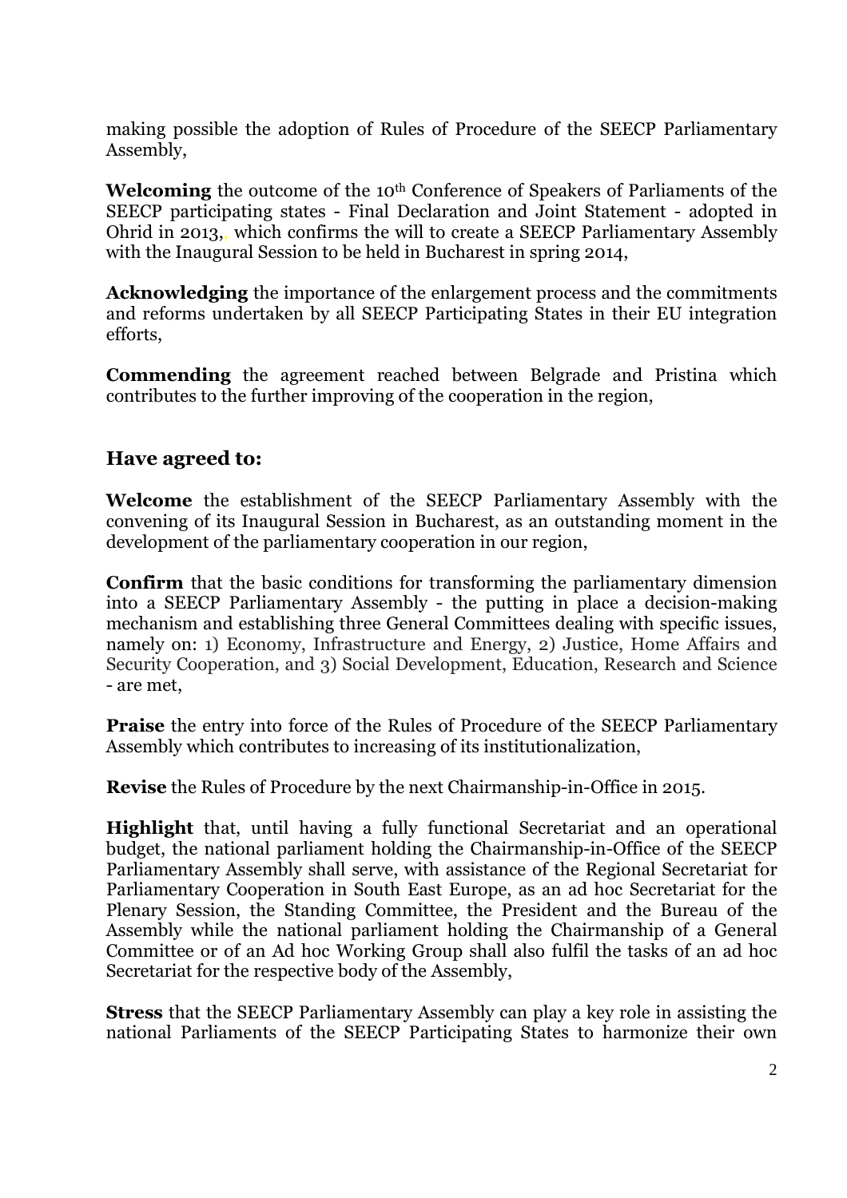making possible the adoption of Rules of Procedure of the SEECP Parliamentary Assembly,

**Welcoming** the outcome of the 10th Conference of Speakers of Parliaments of the SEECP participating states - Final Declaration and Joint Statement - adopted in Ohrid in 2013,, which confirms the will to create a SEECP Parliamentary Assembly with the Inaugural Session to be held in Bucharest in spring 2014,

**Acknowledging** the importance of the enlargement process and the commitments and reforms undertaken by all SEECP Participating States in their EU integration efforts,

**Commending** the agreement reached between Belgrade and Pristina which contributes to the further improving of the cooperation in the region,

## Have agreed to:

**Welcome** the establishment of the SEECP Parliamentary Assembly with the convening of its Inaugural Session in Bucharest, as an outstanding moment in the development of the parliamentary cooperation in our region,

**Confirm** that the basic conditions for transforming the parliamentary dimension into a SEECP Parliamentary Assembly - the putting in place a decision-making mechanism and establishing three General Committees dealing with specific issues, namely on: 1) Economy, Infrastructure and Energy, 2) Justice, Home Affairs and Security Cooperation, and 3) Social Development, Education, Research and Science - are met,

**Praise** the entry into force of the Rules of Procedure of the SEECP Parliamentary Assembly which contributes to increasing of its institutionalization,

**Revise** the Rules of Procedure by the next Chairmanship-in-Office in 2015.

**Highlight** that, until having a fully functional Secretariat and an operational budget, the national parliament holding the Chairmanship-in-Office of the SEECP Parliamentary Assembly shall serve, with assistance of the Regional Secretariat for Parliamentary Cooperation in South East Europe, as an ad hoc Secretariat for the Plenary Session, the Standing Committee, the President and the Bureau of the Assembly while the national parliament holding the Chairmanship of a General Committee or of an Ad hoc Working Group shall also fulfil the tasks of an ad hoc Secretariat for the respective body of the Assembly,

**Stress** that the SEECP Parliamentary Assembly can play a key role in assisting the national Parliaments of the SEECP Participating States to harmonize their own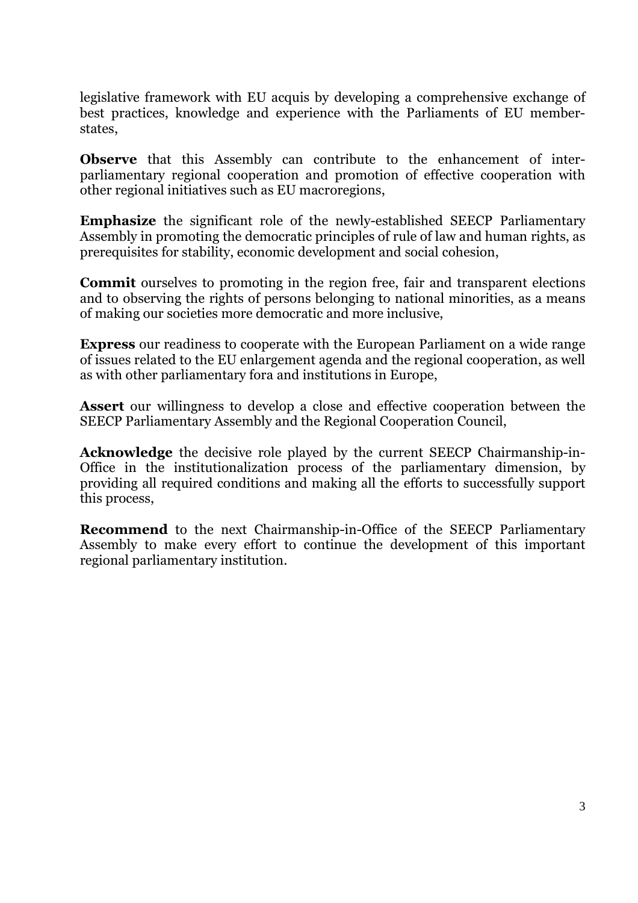legislative framework with EU acquis by developing a comprehensive exchange of best practices, knowledge and experience with the Parliaments of EU member-states,

**Observe** that this Assembly can contribute to the enhancement of inter-parliamentary regional cooperation and promotion of effective cooperation with other regional initiatives such as EU macroregions,

**Emphasize** the significant role of the newly-established SEECP Parliamentary Assembly in promoting the democratic principles of rule of law and human rights, as prerequisites for stability, economic development and social cohesion,

**Commit** ourselves to promoting in the region free, fair and transparent elections and to observing the rights of persons belonging to national minorities, as a means of making our societies more democratic and more inclusive,

**Express** our readiness to cooperate with the European Parliament on a wide range of issues related to the EU enlargement agenda and the regional cooperation, as well as with other parliamentary fora and institutions in Europe,

**Assert** our willingness to develop a close and effective cooperation between the SEECP Parliamentary Assembly and the Regional Cooperation Council,

**Acknowledge** the decisive role played by the current SEECP Chairmanship-in-Office in the institutionalization process of the parliamentary dimension, by providing all required conditions and making all the efforts to successfully support this process,

**Recommend** to the next Chairmanship-in-Office of the SEECP Parliamentary Assembly to make every effort to continue the development of this important regional parliamentary institution.